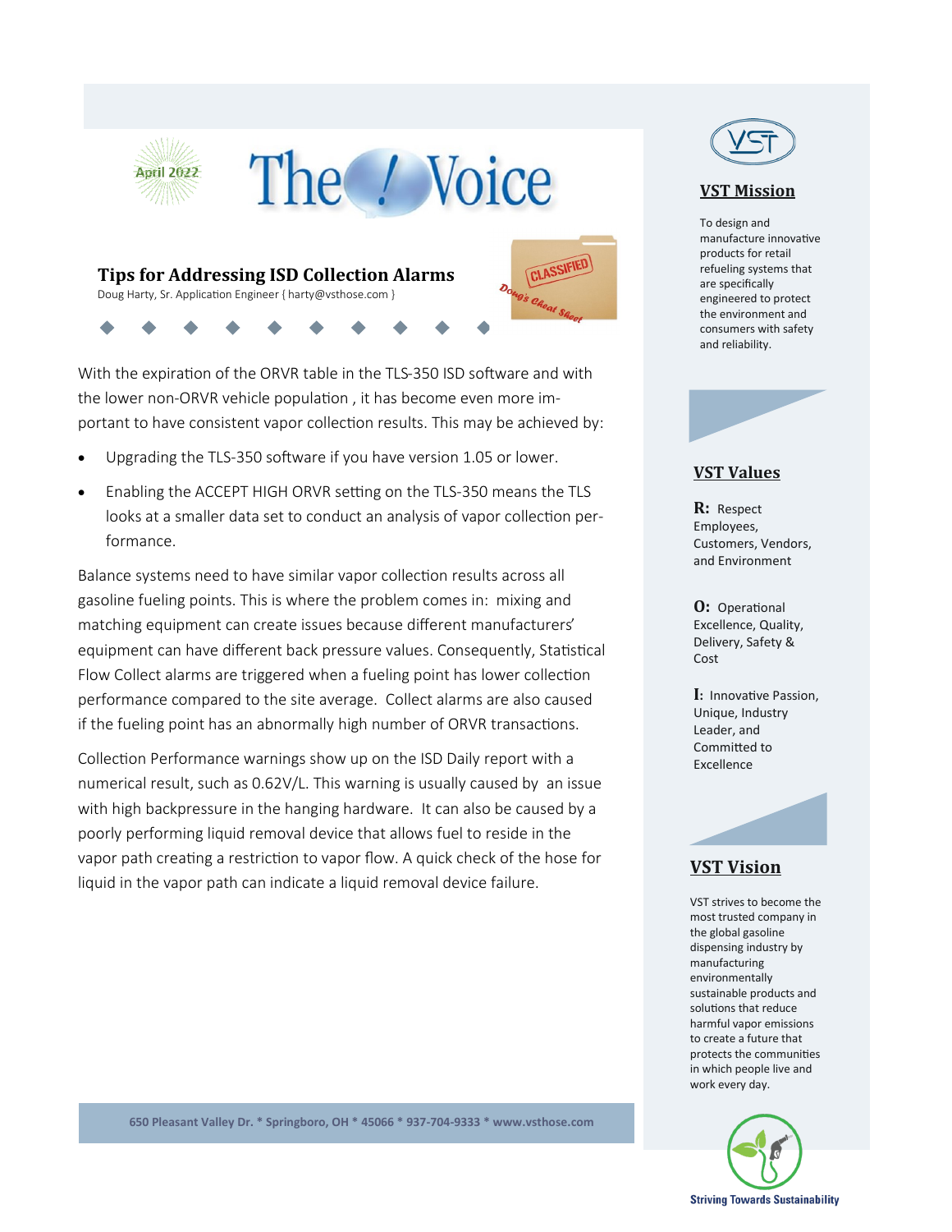April 2022

# The Voice

## Tips for Addressing ISD Collection Alarms

Doug Harty, Sr. Application Engineer { harty@vsthose.com }

CLASSIFIED

Doug's Cheat Sheet

With the expiration of the ORVR table in the TLS-350 ISD software and with the lower non-ORVR vehicle population , it has become even more important to have consistent vapor collection results. This may be achieved by:

- Upgrading the TLS-350 software if you have version 1.05 or lower.
- Enabling the ACCEPT HIGH ORVR setting on the TLS-350 means the TLS looks at a smaller data set to conduct an analysis of vapor collection performance.

Balance systems need to have similar vapor collection results across all gasoline fueling points. This is where the problem comes in: mixing and matching equipment can create issues because different manufacturers' equipment can have different back pressure values. Consequently, Statistical Flow Collect alarms are triggered when a fueling point has lower collection performance compared to the site average. Collect alarms are also caused if the fueling point has an abnormally high number of ORVR transactions.

Collection Performance warnings show up on the ISD Daily report with a numerical result, such as 0.62V/L. This warning is usually caused by an issue with high backpressure in the hanging hardware. It can also be caused by a poorly performing liquid removal device that allows fuel to reside in the vapor path creating a restriction to vapor flow. A quick check of the hose for liquid in the vapor path can indicate a liquid removal device failure.

650 Pleasant Valley Dr. * Springboro, OH * 45066 * 937-704-9333 * www.vsthose.com

VST

### VST Mission

To design and manufacture innovative products for retail refueling systems that are specifically engineered to protect the environment and consumers with safety and reliability.

### VST Values

**R:** Respect Employees, Customers, Vendors, and Environment

**O:** Operational Excellence, Quality, Delivery, Safety & Cost

**I:** Innovative Passion, Unique, Industry Leader, and Committed to Excellence

### VST Vision

VST strives to become the most trusted company in the global gasoline dispensing industry by manufacturing environmentally sustainable products and solutions that reduce harmful vapor emissions to create a future that protects the communities in which people live and work every day.

Striving Towards Sustainability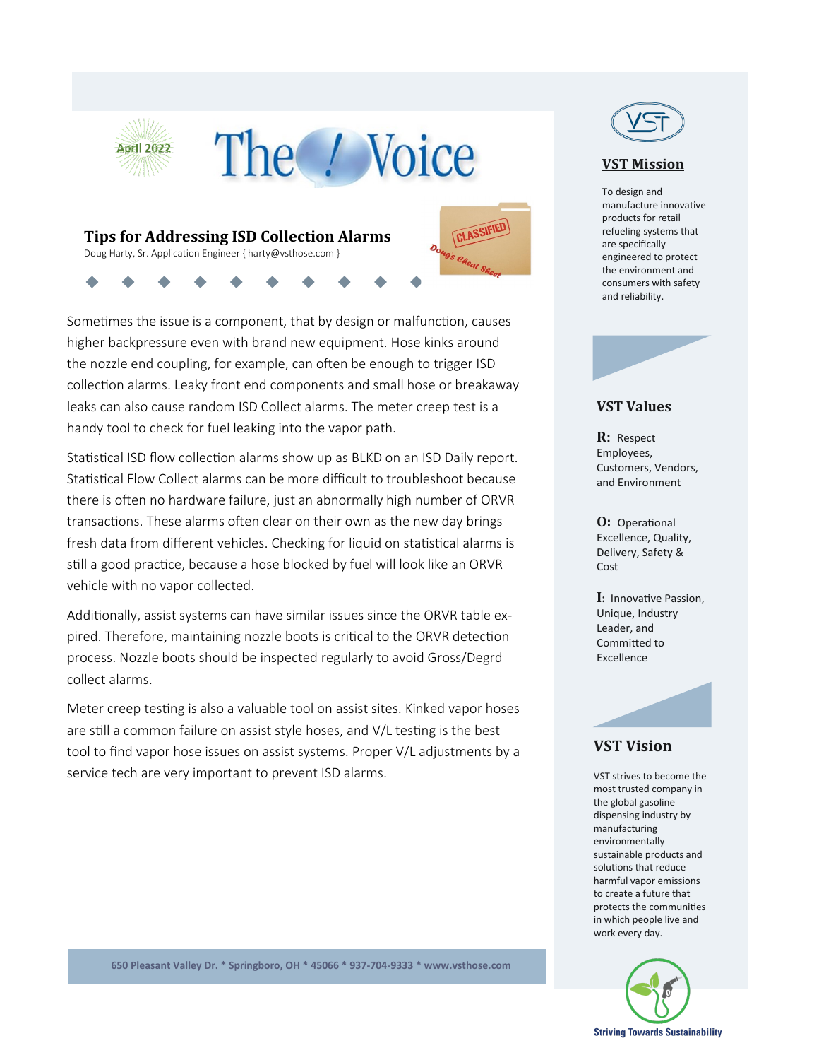April 2022

# The Voice

## Tips for Addressing ISD Collection Alarms

Doug Harty, Sr. Application Engineer { harty@vsthose.com }

CLASSIFIED — Doug's Cheat Sheet

Sometimes the issue is a component, that by design or malfunction, causes higher backpressure even with brand new equipment. Hose kinks around the nozzle end coupling, for example, can often be enough to trigger ISD collection alarms. Leaky front end components and small hose or breakaway leaks can also cause random ISD Collect alarms. The meter creep test is a handy tool to check for fuel leaking into the vapor path.

Statistical ISD flow collection alarms show up as BLKD on an ISD Daily report. Statistical Flow Collect alarms can be more difficult to troubleshoot because there is often no hardware failure, just an abnormally high number of ORVR transactions. These alarms often clear on their own as the new day brings fresh data from different vehicles. Checking for liquid on statistical alarms is still a good practice, because a hose blocked by fuel will look like an ORVR vehicle with no vapor collected.

Additionally, assist systems can have similar issues since the ORVR table expired. Therefore, maintaining nozzle boots is critical to the ORVR detection process. Nozzle boots should be inspected regularly to avoid Gross/Degrd collect alarms.

Meter creep testing is also a valuable tool on assist sites. Kinked vapor hoses are still a common failure on assist style hoses, and V/L testing is the best tool to find vapor hose issues on assist systems. Proper V/L adjustments by a service tech are very important to prevent ISD alarms.

650 Pleasant Valley Dr. * Springboro, OH * 45066 * 937-704-9333 * www.vsthose.com

VST

## VST Mission

To design and manufacture innovative products for retail refueling systems that are specifically engineered to protect the environment and consumers with safety and reliability.

## VST Values

**R:** Respect Employees, Customers, Vendors, and Environment

**O:** Operational Excellence, Quality, Delivery, Safety & Cost

**I:** Innovative Passion, Unique, Industry Leader, and Committed to Excellence

## VST Vision

VST strives to become the most trusted company in the global gasoline dispensing industry by manufacturing environmentally sustainable products and solutions that reduce harmful vapor emissions to create a future that protects the communities in which people live and work every day.

Striving Towards Sustainability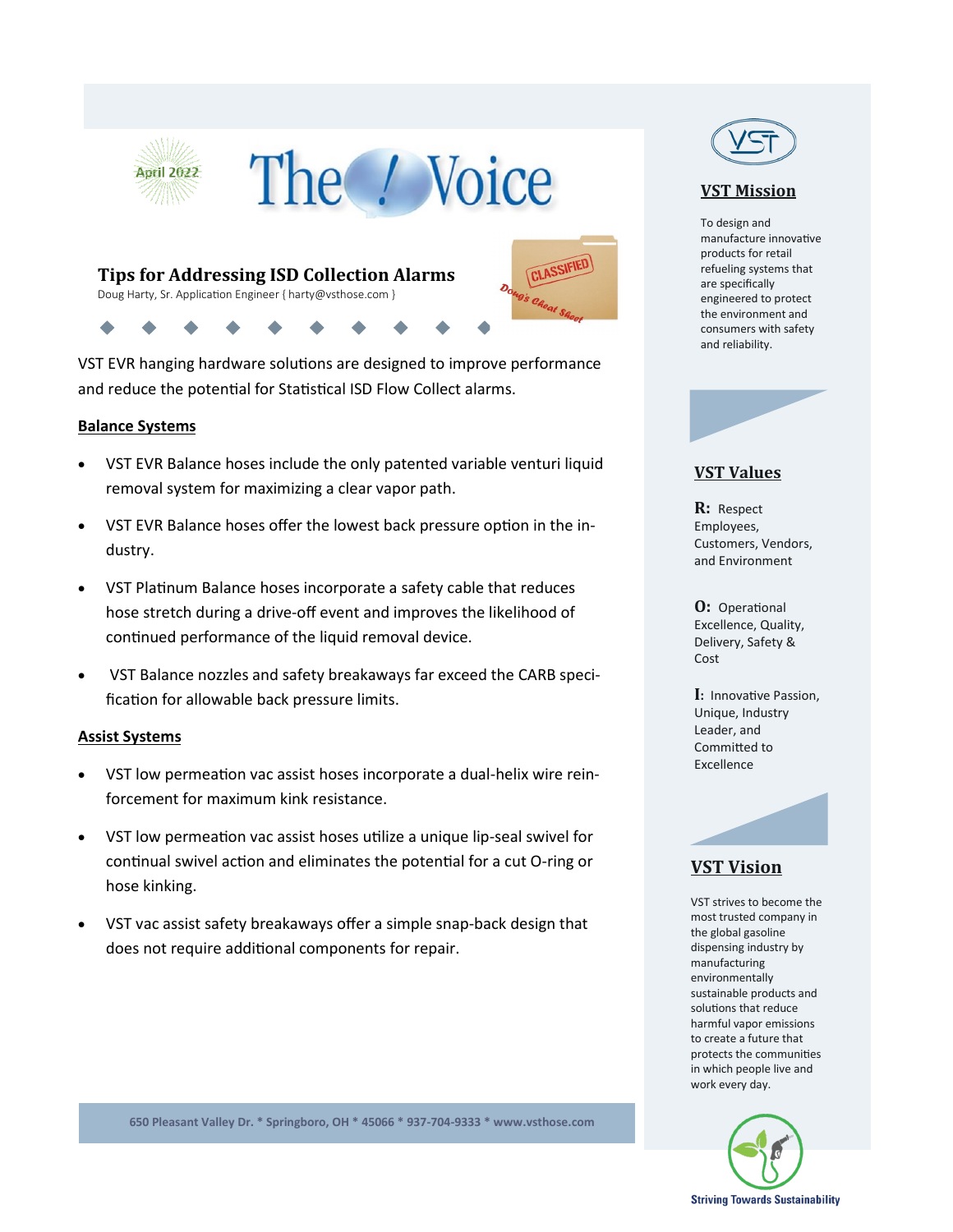April 2022

# The Voice

## Tips for Addressing ISD Collection Alarms

Doug Harty, Sr. Application Engineer { harty@vsthose.com }

CLASSIFIED — Doug's Cheat Sheet

VST EVR hanging hardware solutions are designed to improve performance and reduce the potential for Statistical ISD Flow Collect alarms.

**Balance Systems**

- VST EVR Balance hoses include the only patented variable venturi liquid removal system for maximizing a clear vapor path.
- VST EVR Balance hoses offer the lowest back pressure option in the industry.
- VST Platinum Balance hoses incorporate a safety cable that reduces hose stretch during a drive-off event and improves the likelihood of continued performance of the liquid removal device.
- VST Balance nozzles and safety breakaways far exceed the CARB specification for allowable back pressure limits.

**Assist Systems**

- VST low permeation vac assist hoses incorporate a dual-helix wire reinforcement for maximum kink resistance.
- VST low permeation vac assist hoses utilize a unique lip-seal swivel for continual swivel action and eliminates the potential for a cut O-ring or hose kinking.
- VST vac assist safety breakaways offer a simple snap-back design that does not require additional components for repair.

650 Pleasant Valley Dr. * Springboro, OH * 45066 * 937-704-9333 * www.vsthose.com

VST

## VST Mission

To design and manufacture innovative products for retail refueling systems that are specifically engineered to protect the environment and consumers with safety and reliability.

## VST Values

**R:** Respect Employees, Customers, Vendors, and Environment

**O:** Operational Excellence, Quality, Delivery, Safety & Cost

**I:** Innovative Passion, Unique, Industry Leader, and Committed to Excellence

## VST Vision

VST strives to become the most trusted company in the global gasoline dispensing industry by manufacturing environmentally sustainable products and solutions that reduce harmful vapor emissions to create a future that protects the communities in which people live and work every day.

Striving Towards Sustainability